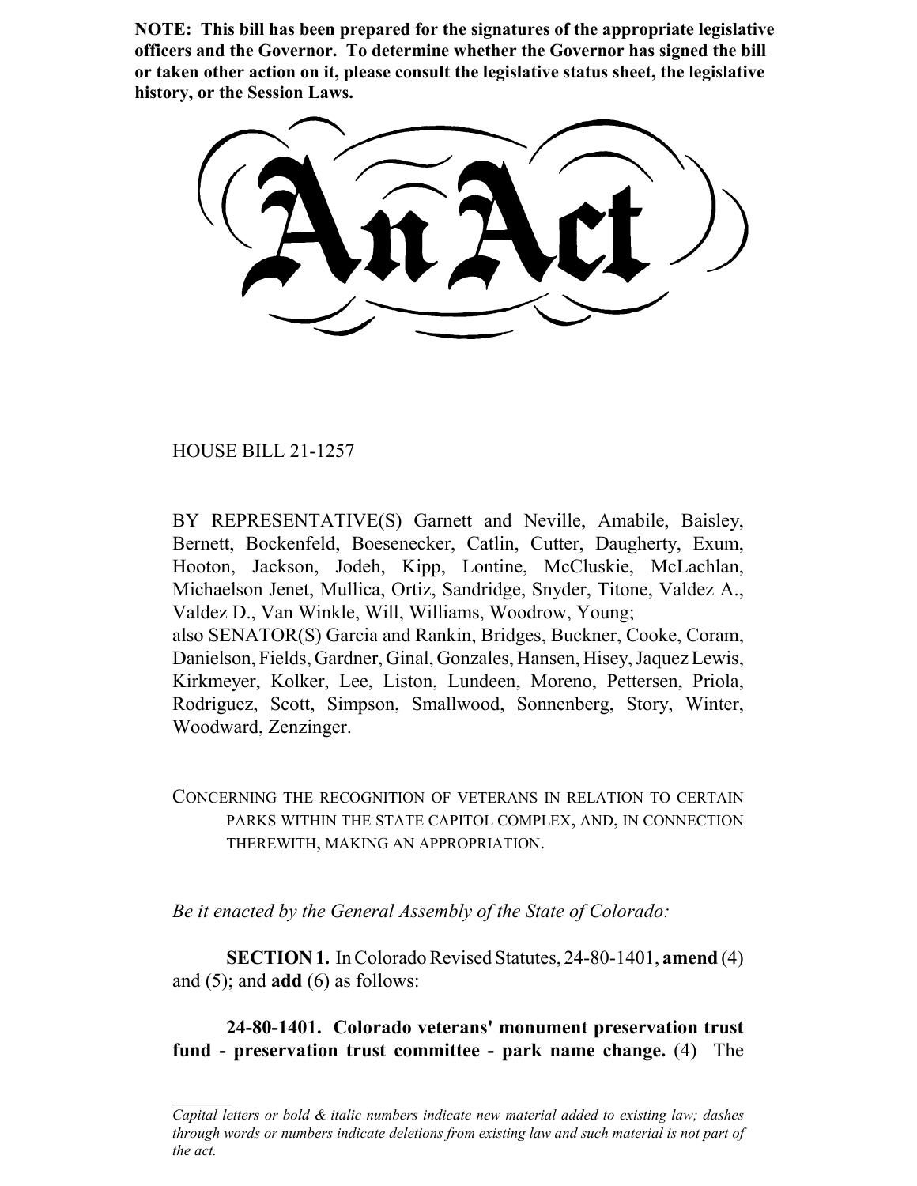**NOTE: This bill has been prepared for the signatures of the appropriate legislative officers and the Governor. To determine whether the Governor has signed the bill or taken other action on it, please consult the legislative status sheet, the legislative history, or the Session Laws.**

# An Act

HOUSE BILL 21-1257

BY REPRESENTATIVE(S) Garnett and Neville, Amabile, Baisley, Bernett, Bockenfeld, Boesenecker, Catlin, Cutter, Daugherty, Exum, Hooton, Jackson, Jodeh, Kipp, Lontine, McCluskie, McLachlan, Michaelson Jenet, Mullica, Ortiz, Sandridge, Snyder, Titone, Valdez A., Valdez D., Van Winkle, Will, Williams, Woodrow, Young;
also SENATOR(S) Garcia and Rankin, Bridges, Buckner, Cooke, Coram, Danielson, Fields, Gardner, Ginal, Gonzales, Hansen, Hisey, Jaquez Lewis, Kirkmeyer, Kolker, Lee, Liston, Lundeen, Moreno, Pettersen, Priola, Rodriguez, Scott, Simpson, Smallwood, Sonnenberg, Story, Winter, Woodward, Zenzinger.

CONCERNING THE RECOGNITION OF VETERANS IN RELATION TO CERTAIN PARKS WITHIN THE STATE CAPITOL COMPLEX, AND, IN CONNECTION THEREWITH, MAKING AN APPROPRIATION.

*Be it enacted by the General Assembly of the State of Colorado:*

**SECTION 1.** In Colorado Revised Statutes, 24-80-1401, **amend** (4) and (5); and **add** (6) as follows:

**24-80-1401. Colorado veterans' monument preservation trust fund - preservation trust committee - park name change.** (4) The

*Capital letters or bold & italic numbers indicate new material added to existing law; dashes through words or numbers indicate deletions from existing law and such material is not part of the act.*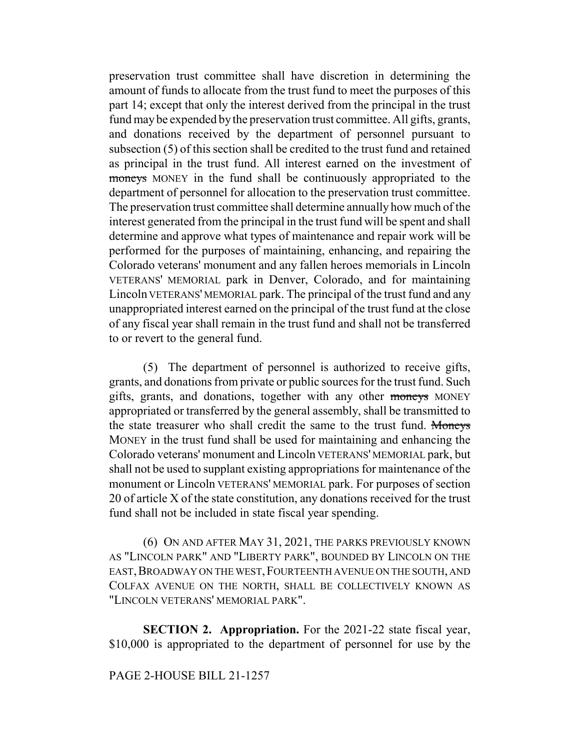preservation trust committee shall have discretion in determining the amount of funds to allocate from the trust fund to meet the purposes of this part 14; except that only the interest derived from the principal in the trust fund may be expended by the preservation trust committee. All gifts, grants, and donations received by the department of personnel pursuant to subsection (5) of this section shall be credited to the trust fund and retained as principal in the trust fund. All interest earned on the investment of ~~moneys~~ MONEY in the fund shall be continuously appropriated to the department of personnel for allocation to the preservation trust committee. The preservation trust committee shall determine annually how much of the interest generated from the principal in the trust fund will be spent and shall determine and approve what types of maintenance and repair work will be performed for the purposes of maintaining, enhancing, and repairing the Colorado veterans' monument and any fallen heroes memorials in Lincoln VETERANS' MEMORIAL park in Denver, Colorado, and for maintaining Lincoln VETERANS' MEMORIAL park. The principal of the trust fund and any unappropriated interest earned on the principal of the trust fund at the close of any fiscal year shall remain in the trust fund and shall not be transferred to or revert to the general fund.

(5) The department of personnel is authorized to receive gifts, grants, and donations from private or public sources for the trust fund. Such gifts, grants, and donations, together with any other ~~moneys~~ MONEY appropriated or transferred by the general assembly, shall be transmitted to the state treasurer who shall credit the same to the trust fund. ~~Moneys~~ MONEY in the trust fund shall be used for maintaining and enhancing the Colorado veterans' monument and Lincoln VETERANS' MEMORIAL park, but shall not be used to supplant existing appropriations for maintenance of the monument or Lincoln VETERANS' MEMORIAL park. For purposes of section 20 of article X of the state constitution, any donations received for the trust fund shall not be included in state fiscal year spending.

(6) ON AND AFTER MAY 31, 2021, THE PARKS PREVIOUSLY KNOWN AS "LINCOLN PARK" AND "LIBERTY PARK", BOUNDED BY LINCOLN ON THE EAST, BROADWAY ON THE WEST, FOURTEENTH AVENUE ON THE SOUTH, AND COLFAX AVENUE ON THE NORTH, SHALL BE COLLECTIVELY KNOWN AS "LINCOLN VETERANS' MEMORIAL PARK".

**SECTION 2. Appropriation.** For the 2021-22 state fiscal year, $10,000 is appropriated to the department of personnel for use by the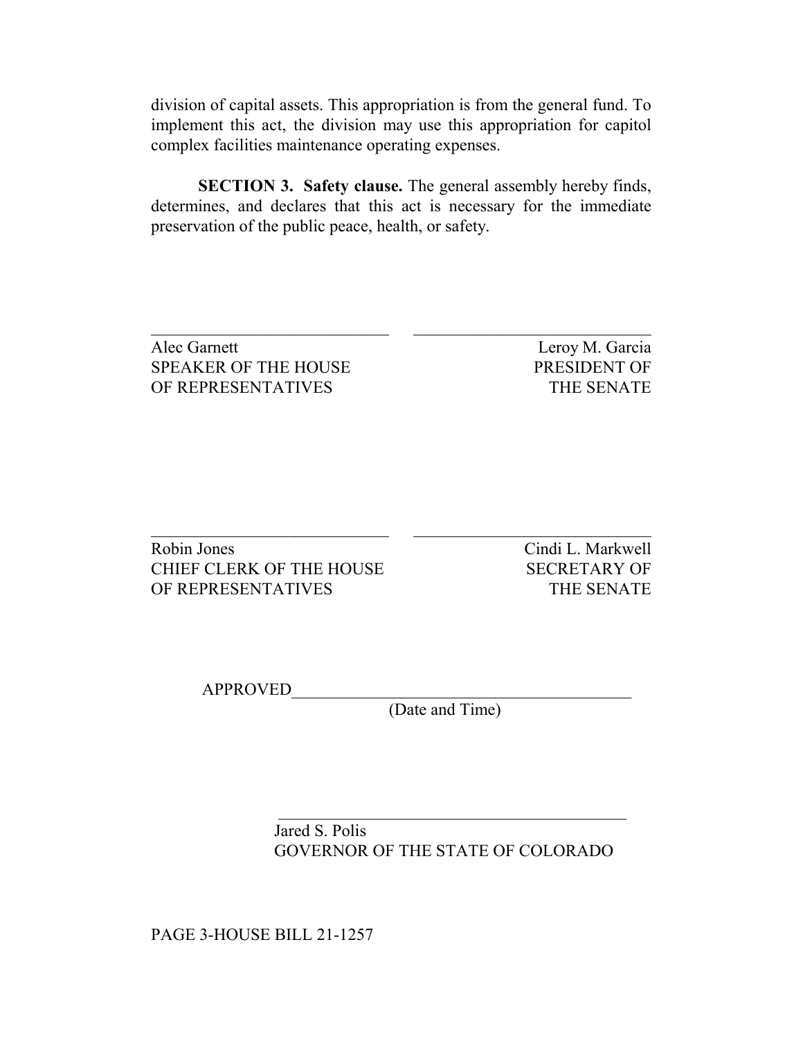division of capital assets. This appropriation is from the general fund. To implement this act, the division may use this appropriation for capitol complex facilities maintenance operating expenses.

**SECTION 3. Safety clause.** The general assembly hereby finds, determines, and declares that this act is necessary for the immediate preservation of the public peace, health, or safety.

| | |
|---|---|
| \_\_\_\_\_\_\_\_\_\_\_\_\_\_\_\_\_\_\_\_\_\_\_\_\_\_\_\_ | \_\_\_\_\_\_\_\_\_\_\_\_\_\_\_\_\_\_\_\_\_\_\_\_\_\_\_\_ |
| Alec Garnett<br>SPEAKER OF THE HOUSE<br>OF REPRESENTATIVES | Leroy M. Garcia<br>PRESIDENT OF<br>THE SENATE |
| \_\_\_\_\_\_\_\_\_\_\_\_\_\_\_\_\_\_\_\_\_\_\_\_\_\_\_\_ | \_\_\_\_\_\_\_\_\_\_\_\_\_\_\_\_\_\_\_\_\_\_\_\_\_\_\_\_ |
| Robin Jones<br>CHIEF CLERK OF THE HOUSE<br>OF REPRESENTATIVES | Cindi L. Markwell<br>SECRETARY OF<br>THE SENATE |

APPROVED\_\_\_\_\_\_\_\_\_\_\_\_\_\_\_\_\_\_\_\_\_\_\_\_\_\_\_\_\_\_\_\_\_\_\_\_\_\_\_\_

(Date and Time)

\_\_\_\_\_\_\_\_\_\_\_\_\_\_\_\_\_\_\_\_\_\_\_\_\_\_\_\_\_\_\_\_\_\_\_\_\_\_\_\_

Jared S. Polis
GOVERNOR OF THE STATE OF COLORADO

PAGE 3-HOUSE BILL 21-1257